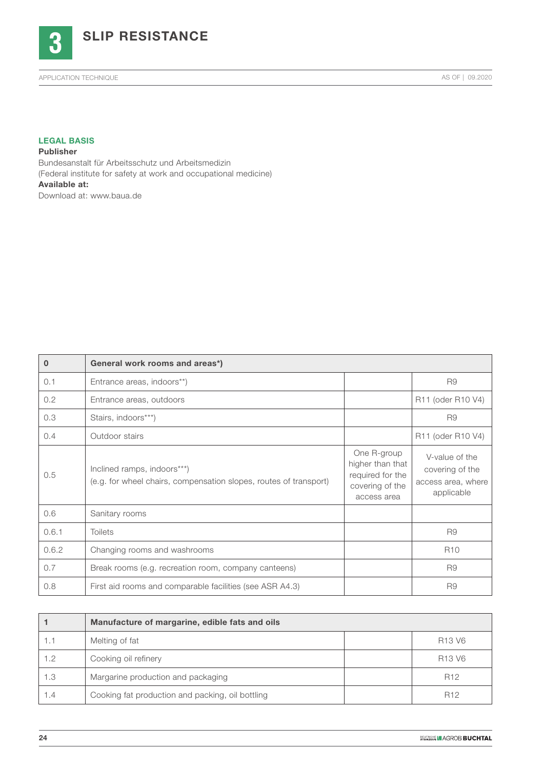# 3 SLIP RESISTANCE

APPLICATION TECHNIQUE

AS OF | 09.2020

### LEGAL BASIS

**Publisher**

Bundesanstalt für Arbeitsschutz und Arbeitsmedizin
(Federal institute for safety at work and occupational medicine)

**Available at:**

Download at: www.baua.de

| 0 | General work rooms and areas*) | | |
|---|---|---|---|
| 0.1 | Entrance areas, indoors**) | | R9 |
| 0.2 | Entrance areas, outdoors | | R11 (oder R10 V4) |
| 0.3 | Stairs, indoors***) | | R9 |
| 0.4 | Outdoor stairs | | R11 (oder R10 V4) |
| 0.5 | Inclined ramps, indoors***) (e.g. for wheel chairs, compensation slopes, routes of transport) | One R-group higher than that required for the covering of the access area | V-value of the covering of the access area, where applicable |
| 0.6 | Sanitary rooms | | |
| 0.6.1 | Toilets | | R9 |
| 0.6.2 | Changing rooms and washrooms | | R10 |
| 0.7 | Break rooms (e.g. recreation room, company canteens) | | R9 |
| 0.8 | First aid rooms and comparable facilities (see ASR A4.3) | | R9 |

| 1 | Manufacture of margarine, edible fats and oils | | |
|---|---|---|---|
| 1.1 | Melting of fat | | R13 V6 |
| 1.2 | Cooking oil refinery | | R13 V6 |
| 1.3 | Margarine production and packaging | | R12 |
| 1.4 | Cooking fat production and packing, oil bottling | | R12 |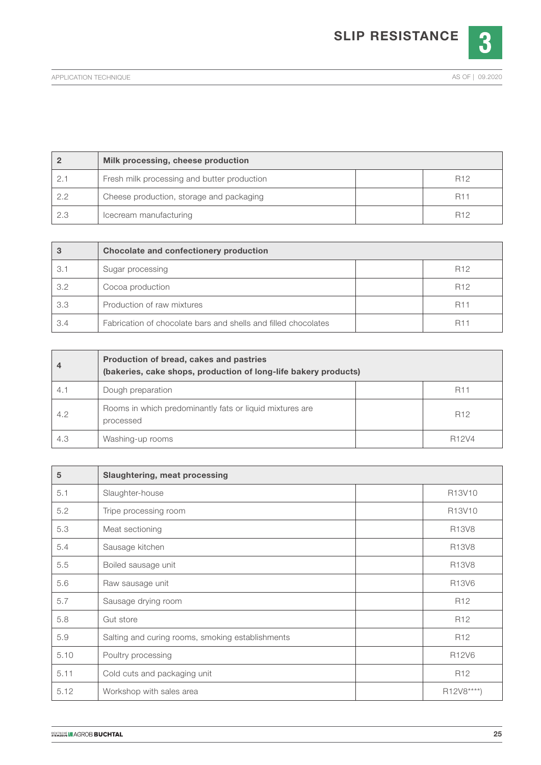| 2 | Milk processing, cheese production | | |
|---|---|---|---|
| 2.1 | Fresh milk processing and butter production | | R12 |
| 2.2 | Cheese production, storage and packaging | | R11 |
| 2.3 | Icecream manufacturing | | R12 |

| 3 | Chocolate and confectionery production | | |
|---|---|---|---|
| 3.1 | Sugar processing | | R12 |
| 3.2 | Cocoa production | | R12 |
| 3.3 | Production of raw mixtures | | R11 |
| 3.4 | Fabrication of chocolate bars and shells and filled chocolates | | R11 |

| 4 | Production of bread, cakes and pastries (bakeries, cake shops, production of long-life bakery products) | | |
|---|---|---|---|
| 4.1 | Dough preparation | | R11 |
| 4.2 | Rooms in which predominantly fats or liquid mixtures are processed | | R12 |
| 4.3 | Washing-up rooms | | R12V4 |

| 5 | Slaughtering, meat processing | | |
|---|---|---|---|
| 5.1 | Slaughter-house | | R13V10 |
| 5.2 | Tripe processing room | | R13V10 |
| 5.3 | Meat sectioning | | R13V8 |
| 5.4 | Sausage kitchen | | R13V8 |
| 5.5 | Boiled sausage unit | | R13V8 |
| 5.6 | Raw sausage unit | | R13V6 |
| 5.7 | Sausage drying room | | R12 |
| 5.8 | Gut store | | R12 |
| 5.9 | Salting and curing rooms, smoking establishments | | R12 |
| 5.10 | Poultry processing | | R12V6 |
| 5.11 | Cold cuts and packaging unit | | R12 |
| 5.12 | Workshop with sales area | | R12V8****) |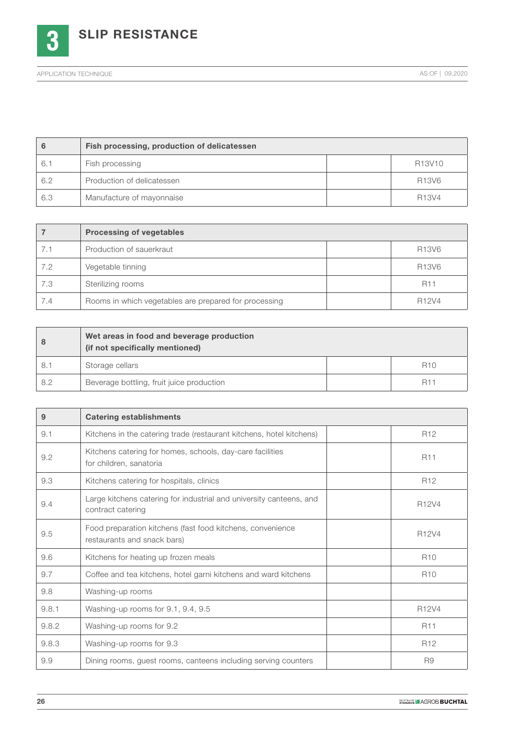| 6 | **Fish processing, production of delicatessen** | | |
|---|---|---|---|
| 6.1 | Fish processing | | R13V10 |
| 6.2 | Production of delicatessen | | R13V6 |
| 6.3 | Manufacture of mayonnaise | | R13V4 |

| 7 | **Processing of vegetables** | | |
|---|---|---|---|
| 7.1 | Production of sauerkraut | | R13V6 |
| 7.2 | Vegetable tinning | | R13V6 |
| 7.3 | Sterilizing rooms | | R11 |
| 7.4 | Rooms in which vegetables are prepared for processing | | R12V4 |

| 8 | **Wet areas in food and beverage production (if not specifically mentioned)** | | |
|---|---|---|---|
| 8.1 | Storage cellars | | R10 |
| 8.2 | Beverage bottling, fruit juice production | | R11 |

| 9 | **Catering establishments** | | |
|---|---|---|---|
| 9.1 | Kitchens in the catering trade (restaurant kitchens, hotel kitchens) | | R12 |
| 9.2 | Kitchens catering for homes, schools, day-care facilities for children, sanatoria | | R11 |
| 9.3 | Kitchens catering for hospitals, clinics | | R12 |
| 9.4 | Large kitchens catering for industrial and university canteens, and contract catering | | R12V4 |
| 9.5 | Food preparation kitchens (fast food kitchens, convenience restaurants and snack bars) | | R12V4 |
| 9.6 | Kitchens for heating up frozen meals | | R10 |
| 9.7 | Coffee and tea kitchens, hotel garni kitchens and ward kitchens | | R10 |
| 9.8 | Washing-up rooms | | |
| 9.8.1 | Washing-up rooms for 9.1, 9.4, 9.5 | | R12V4 |
| 9.8.2 | Washing-up rooms for 9.2 | | R11 |
| 9.8.3 | Washing-up rooms for 9.3 | | R12 |
| 9.9 | Dining rooms, guest rooms, canteens including serving counters | | R9 |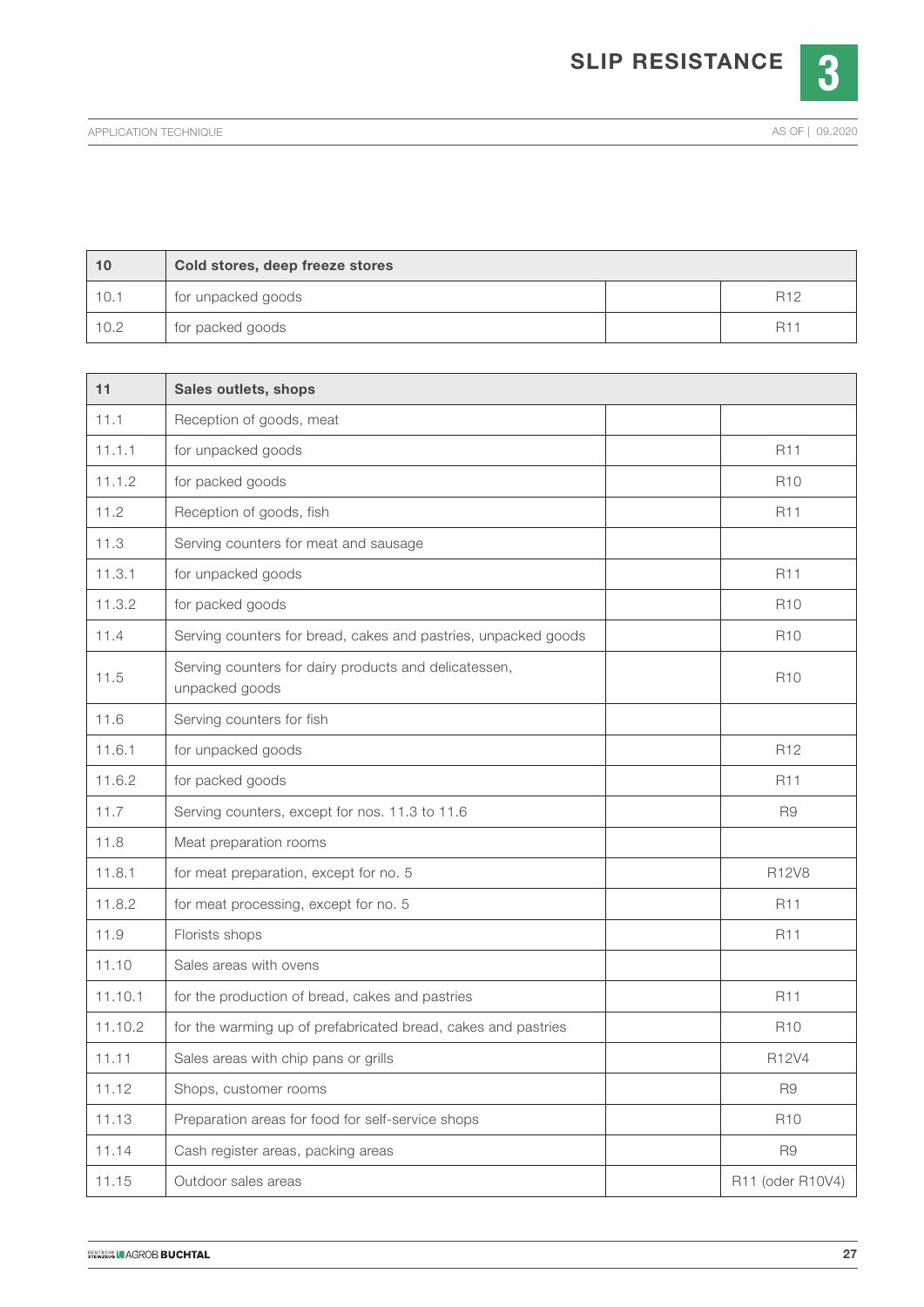| 10 | Cold stores, deep freeze stores | | |
|---|---|---|---|
| 10.1 | for unpacked goods | | R12 |
| 10.2 | for packed goods | | R11 |

| 11 | Sales outlets, shops | | |
|---|---|---|---|
| 11.1 | Reception of goods, meat | | |
| 11.1.1 | for unpacked goods | | R11 |
| 11.1.2 | for packed goods | | R10 |
| 11.2 | Reception of goods, fish | | R11 |
| 11.3 | Serving counters for meat and sausage | | |
| 11.3.1 | for unpacked goods | | R11 |
| 11.3.2 | for packed goods | | R10 |
| 11.4 | Serving counters for bread, cakes and pastries, unpacked goods | | R10 |
| 11.5 | Serving counters for dairy products and delicatessen, unpacked goods | | R10 |
| 11.6 | Serving counters for fish | | |
| 11.6.1 | for unpacked goods | | R12 |
| 11.6.2 | for packed goods | | R11 |
| 11.7 | Serving counters, except for nos. 11.3 to 11.6 | | R9 |
| 11.8 | Meat preparation rooms | | |
| 11.8.1 | for meat preparation, except for no. 5 | | R12V8 |
| 11.8.2 | for meat processing, except for no. 5 | | R11 |
| 11.9 | Florists shops | | R11 |
| 11.10 | Sales areas with ovens | | |
| 11.10.1 | for the production of bread, cakes and pastries | | R11 |
| 11.10.2 | for the warming up of prefabricated bread, cakes and pastries | | R10 |
| 11.11 | Sales areas with chip pans or grills | | R12V4 |
| 11.12 | Shops, customer rooms | | R9 |
| 11.13 | Preparation areas for food for self-service shops | | R10 |
| 11.14 | Cash register areas, packing areas | | R9 |
| 11.15 | Outdoor sales areas | | R11 (oder R10V4) |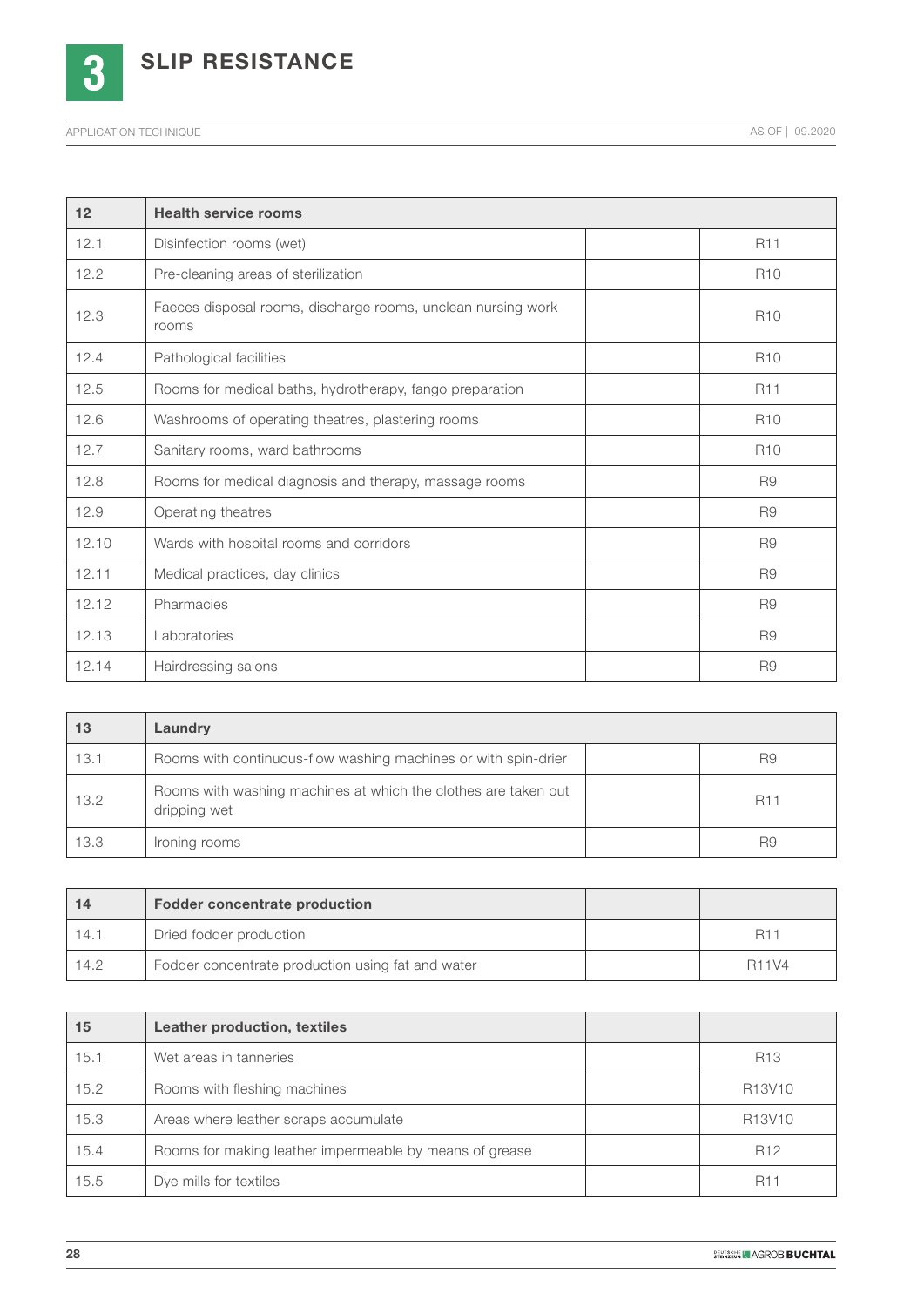| 12 | Health service rooms | | |
|---|---|---|---|
| 12.1 | Disinfection rooms (wet) | | R11 |
| 12.2 | Pre-cleaning areas of sterilization | | R10 |
| 12.3 | Faeces disposal rooms, discharge rooms, unclean nursing work rooms | | R10 |
| 12.4 | Pathological facilities | | R10 |
| 12.5 | Rooms for medical baths, hydrotherapy, fango preparation | | R11 |
| 12.6 | Washrooms of operating theatres, plastering rooms | | R10 |
| 12.7 | Sanitary rooms, ward bathrooms | | R10 |
| 12.8 | Rooms for medical diagnosis and therapy, massage rooms | | R9 |
| 12.9 | Operating theatres | | R9 |
| 12.10 | Wards with hospital rooms and corridors | | R9 |
| 12.11 | Medical practices, day clinics | | R9 |
| 12.12 | Pharmacies | | R9 |
| 12.13 | Laboratories | | R9 |
| 12.14 | Hairdressing salons | | R9 |

| 13 | Laundry | | |
|---|---|---|---|
| 13.1 | Rooms with continuous-flow washing machines or with spin-drier | | R9 |
| 13.2 | Rooms with washing machines at which the clothes are taken out dripping wet | | R11 |
| 13.3 | Ironing rooms | | R9 |

| 14 | Fodder concentrate production | | |
|---|---|---|---|
| 14.1 | Dried fodder production | | R11 |
| 14.2 | Fodder concentrate production using fat and water | | R11V4 |

| 15 | Leather production, textiles | | |
|---|---|---|---|
| 15.1 | Wet areas in tanneries | | R13 |
| 15.2 | Rooms with fleshing machines | | R13V10 |
| 15.3 | Areas where leather scraps accumulate | | R13V10 |
| 15.4 | Rooms for making leather impermeable by means of grease | | R12 |
| 15.5 | Dye mills for textiles | | R11 |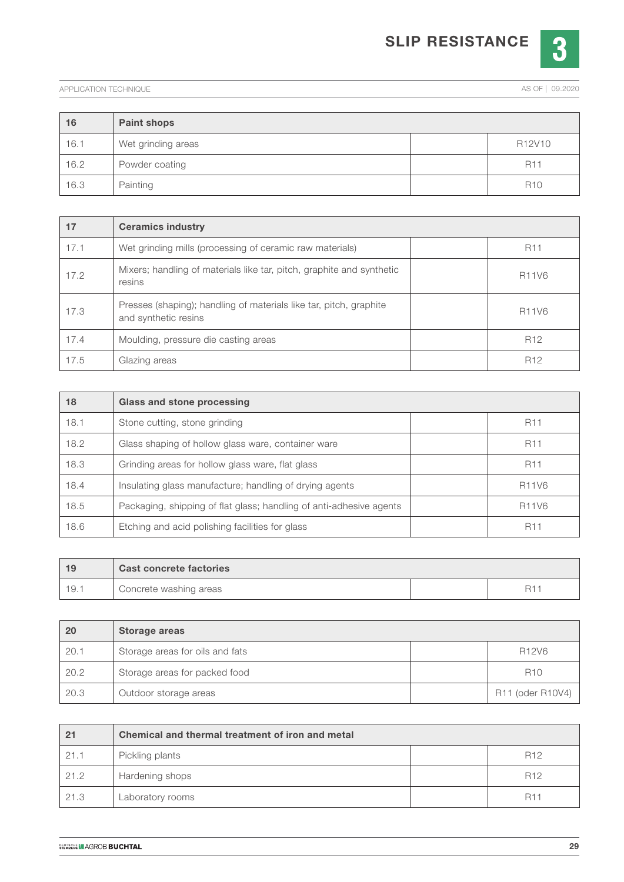| 16 | Paint shops | | |
|---|---|---|---|
| 16.1 | Wet grinding areas | | R12V10 |
| 16.2 | Powder coating | | R11 |
| 16.3 | Painting | | R10 |

| 17 | Ceramics industry | | |
|---|---|---|---|
| 17.1 | Wet grinding mills (processing of ceramic raw materials) | | R11 |
| 17.2 | Mixers; handling of materials like tar, pitch, graphite and synthetic resins | | R11V6 |
| 17.3 | Presses (shaping); handling of materials like tar, pitch, graphite and synthetic resins | | R11V6 |
| 17.4 | Moulding, pressure die casting areas | | R12 |
| 17.5 | Glazing areas | | R12 |

| 18 | Glass and stone processing | | |
|---|---|---|---|
| 18.1 | Stone cutting, stone grinding | | R11 |
| 18.2 | Glass shaping of hollow glass ware, container ware | | R11 |
| 18.3 | Grinding areas for hollow glass ware, flat glass | | R11 |
| 18.4 | Insulating glass manufacture; handling of drying agents | | R11V6 |
| 18.5 | Packaging, shipping of flat glass; handling of anti-adhesive agents | | R11V6 |
| 18.6 | Etching and acid polishing facilities for glass | | R11 |

| 19 | Cast concrete factories | | |
|---|---|---|---|
| 19.1 | Concrete washing areas | | R11 |

| 20 | Storage areas | | |
|---|---|---|---|
| 20.1 | Storage areas for oils and fats | | R12V6 |
| 20.2 | Storage areas for packed food | | R10 |
| 20.3 | Outdoor storage areas | | R11 (oder R10V4) |

| 21 | Chemical and thermal treatment of iron and metal | | |
|---|---|---|---|
| 21.1 | Pickling plants | | R12 |
| 21.2 | Hardening shops | | R12 |
| 21.3 | Laboratory rooms | | R11 |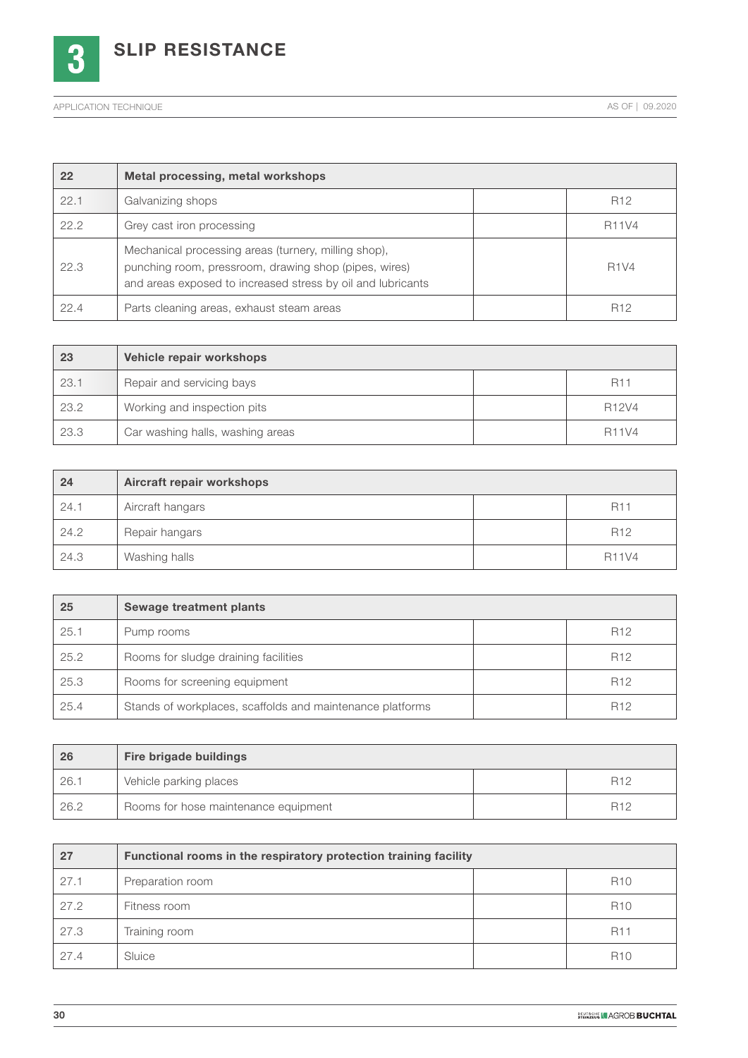# 3 SLIP RESISTANCE

APPLICATION TECHNIQUE

AS OF | 09.2020

| 22 | Metal processing, metal workshops | | |
|---|---|---|---|
| 22.1 | Galvanizing shops | | R12 |
| 22.2 | Grey cast iron processing | | R11V4 |
| 22.3 | Mechanical processing areas (turnery, milling shop), punching room, pressroom, drawing shop (pipes, wires) and areas exposed to increased stress by oil and lubricants | | R1V4 |
| 22.4 | Parts cleaning areas, exhaust steam areas | | R12 |

| 23 | Vehicle repair workshops | | |
|---|---|---|---|
| 23.1 | Repair and servicing bays | | R11 |
| 23.2 | Working and inspection pits | | R12V4 |
| 23.3 | Car washing halls, washing areas | | R11V4 |

| 24 | Aircraft repair workshops | | |
|---|---|---|---|
| 24.1 | Aircraft hangars | | R11 |
| 24.2 | Repair hangars | | R12 |
| 24.3 | Washing halls | | R11V4 |

| 25 | Sewage treatment plants | | |
|---|---|---|---|
| 25.1 | Pump rooms | | R12 |
| 25.2 | Rooms for sludge draining facilities | | R12 |
| 25.3 | Rooms for screening equipment | | R12 |
| 25.4 | Stands of workplaces, scaffolds and maintenance platforms | | R12 |

| 26 | Fire brigade buildings | | |
|---|---|---|---|
| 26.1 | Vehicle parking places | | R12 |
| 26.2 | Rooms for hose maintenance equipment | | R12 |

| 27 | Functional rooms in the respiratory protection training facility | | |
|---|---|---|---|
| 27.1 | Preparation room | | R10 |
| 27.2 | Fitness room | | R10 |
| 27.3 | Training room | | R11 |
| 27.4 | Sluice | | R10 |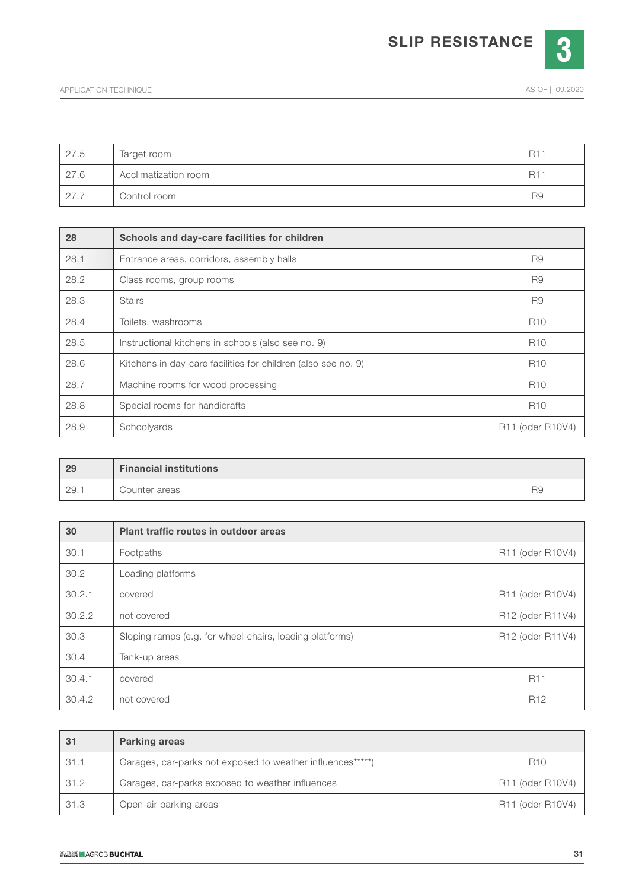| | | | |
|---|---|---|---|
| 27.5 | Target room | | R11 |
| 27.6 | Acclimatization room | | R11 |
| 27.7 | Control room | | R9 |

| **28** | **Schools and day-care facilities for children** | | |
|---|---|---|---|
| 28.1 | Entrance areas, corridors, assembly halls | | R9 |
| 28.2 | Class rooms, group rooms | | R9 |
| 28.3 | Stairs | | R9 |
| 28.4 | Toilets, washrooms | | R10 |
| 28.5 | Instructional kitchens in schools (also see no. 9) | | R10 |
| 28.6 | Kitchens in day-care facilities for children (also see no. 9) | | R10 |
| 28.7 | Machine rooms for wood processing | | R10 |
| 28.8 | Special rooms for handicrafts | | R10 |
| 28.9 | Schoolyards | | R11 (oder R10V4) |

| **29** | **Financial institutions** | | |
|---|---|---|---|
| 29.1 | Counter areas | | R9 |

| **30** | **Plant traffic routes in outdoor areas** | | |
|---|---|---|---|
| 30.1 | Footpaths | | R11 (oder R10V4) |
| 30.2 | Loading platforms | | |
| 30.2.1 | covered | | R11 (oder R10V4) |
| 30.2.2 | not covered | | R12 (oder R11V4) |
| 30.3 | Sloping ramps (e.g. for wheel-chairs, loading platforms) | | R12 (oder R11V4) |
| 30.4 | Tank-up areas | | |
| 30.4.1 | covered | | R11 |
| 30.4.2 | not covered | | R12 |

| **31** | **Parking areas** | | |
|---|---|---|---|
| 31.1 | Garages, car-parks not exposed to weather influences*****) | | R10 |
| 31.2 | Garages, car-parks exposed to weather influences | | R11 (oder R10V4) |
| 31.3 | Open-air parking areas | | R11 (oder R10V4) |